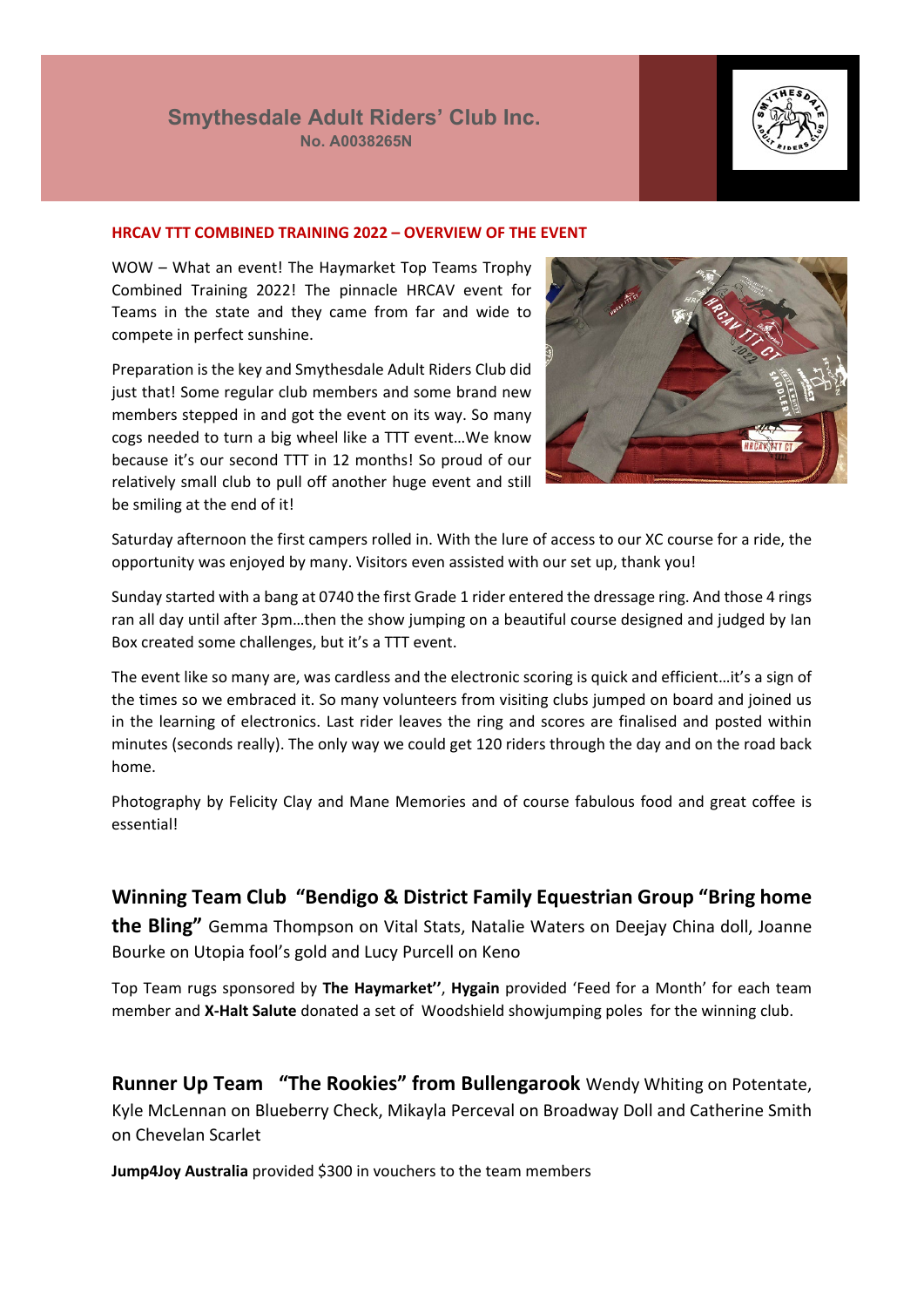# Smythesdale Adult Riders' Club Inc.

No. A0038265N

## HRCAV TTT COMBINED TRAINING 2022 – OVERVIEW OF THE EVENT

WOW – What an event! The Haymarket Top Teams Trophy Combined Training 2022! The pinnacle HRCAV event for Teams in the state and they came from far and wide to compete in perfect sunshine.

Preparation is the key and Smythesdale Adult Riders Club did just that! Some regular club members and some brand new members stepped in and got the event on its way. So many cogs needed to turn a big wheel like a TTT event…We know because it's our second TTT in 12 months! So proud of our relatively small club to pull off another huge event and still be smiling at the end of it!

Saturday afternoon the first campers rolled in. With the lure of access to our XC course for a ride, the opportunity was enjoyed by many. Visitors even assisted with our set up, thank you!

Sunday started with a bang at 0740 the first Grade 1 rider entered the dressage ring. And those 4 rings ran all day until after 3pm…then the show jumping on a beautiful course designed and judged by Ian Box created some challenges, but it's a TTT event.

The event like so many are, was cardless and the electronic scoring is quick and efficient…it's a sign of the times so we embraced it. So many volunteers from visiting clubs jumped on board and joined us in the learning of electronics. Last rider leaves the ring and scores are finalised and posted within minutes (seconds really). The only way we could get 120 riders through the day and on the road back home.

Photography by Felicity Clay and Mane Memories and of course fabulous food and great coffee is essential!

**Winning Team Club "Bendigo & District Family Equestrian Group "Bring home the Bling"** Gemma Thompson on Vital Stats, Natalie Waters on Deejay China doll, Joanne Bourke on Utopia fool's gold and Lucy Purcell on Keno

Top Team rugs sponsored by **The Haymarket''**, **Hygain** provided 'Feed for a Month' for each team member and **X-Halt Salute** donated a set of Woodshield showjumping poles for the winning club.

**Runner Up Team "The Rookies" from Bullengarook** Wendy Whiting on Potentate, Kyle McLennan on Blueberry Check, Mikayla Perceval on Broadway Doll and Catherine Smith on Chevelan Scarlet

**Jump4Joy Australia** provided $300 in vouchers to the team members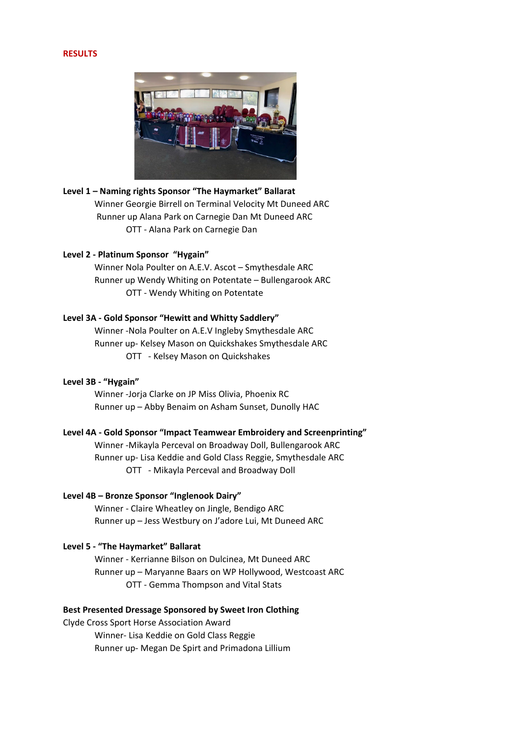**RESULTS**

**Level 1 – Naming rights Sponsor "The Haymarket" Ballarat**

Winner Georgie Birrell on Terminal Velocity Mt Duneed ARC
Runner up Alana Park on Carnegie Dan Mt Duneed ARC
OTT - Alana Park on Carnegie Dan

**Level 2 - Platinum Sponsor "Hygain"**

Winner Nola Poulter on A.E.V. Ascot – Smythesdale ARC
Runner up Wendy Whiting on Potentate – Bullengarook ARC
OTT - Wendy Whiting on Potentate

**Level 3A - Gold Sponsor "Hewitt and Whitty Saddlery"**

Winner -Nola Poulter on A.E.V Ingleby Smythesdale ARC
Runner up- Kelsey Mason on Quickshakes Smythesdale ARC
OTT - Kelsey Mason on Quickshakes

**Level 3B - "Hygain"**

Winner -Jorja Clarke on JP Miss Olivia, Phoenix RC
Runner up – Abby Benaim on Asham Sunset, Dunolly HAC

**Level 4A - Gold Sponsor "Impact Teamwear Embroidery and Screenprinting"**

Winner -Mikayla Perceval on Broadway Doll, Bullengarook ARC
Runner up- Lisa Keddie and Gold Class Reggie, Smythesdale ARC
OTT - Mikayla Perceval and Broadway Doll

**Level 4B – Bronze Sponsor "Inglenook Dairy"**

Winner - Claire Wheatley on Jingle, Bendigo ARC
Runner up – Jess Westbury on J'adore Lui, Mt Duneed ARC

**Level 5 - "The Haymarket" Ballarat**

Winner - Kerrianne Bilson on Dulcinea, Mt Duneed ARC
Runner up – Maryanne Baars on WP Hollywood, Westcoast ARC
OTT - Gemma Thompson and Vital Stats

**Best Presented Dressage Sponsored by Sweet Iron Clothing**

Clyde Cross Sport Horse Association Award

Winner- Lisa Keddie on Gold Class Reggie
Runner up- Megan De Spirt and Primadona Lillium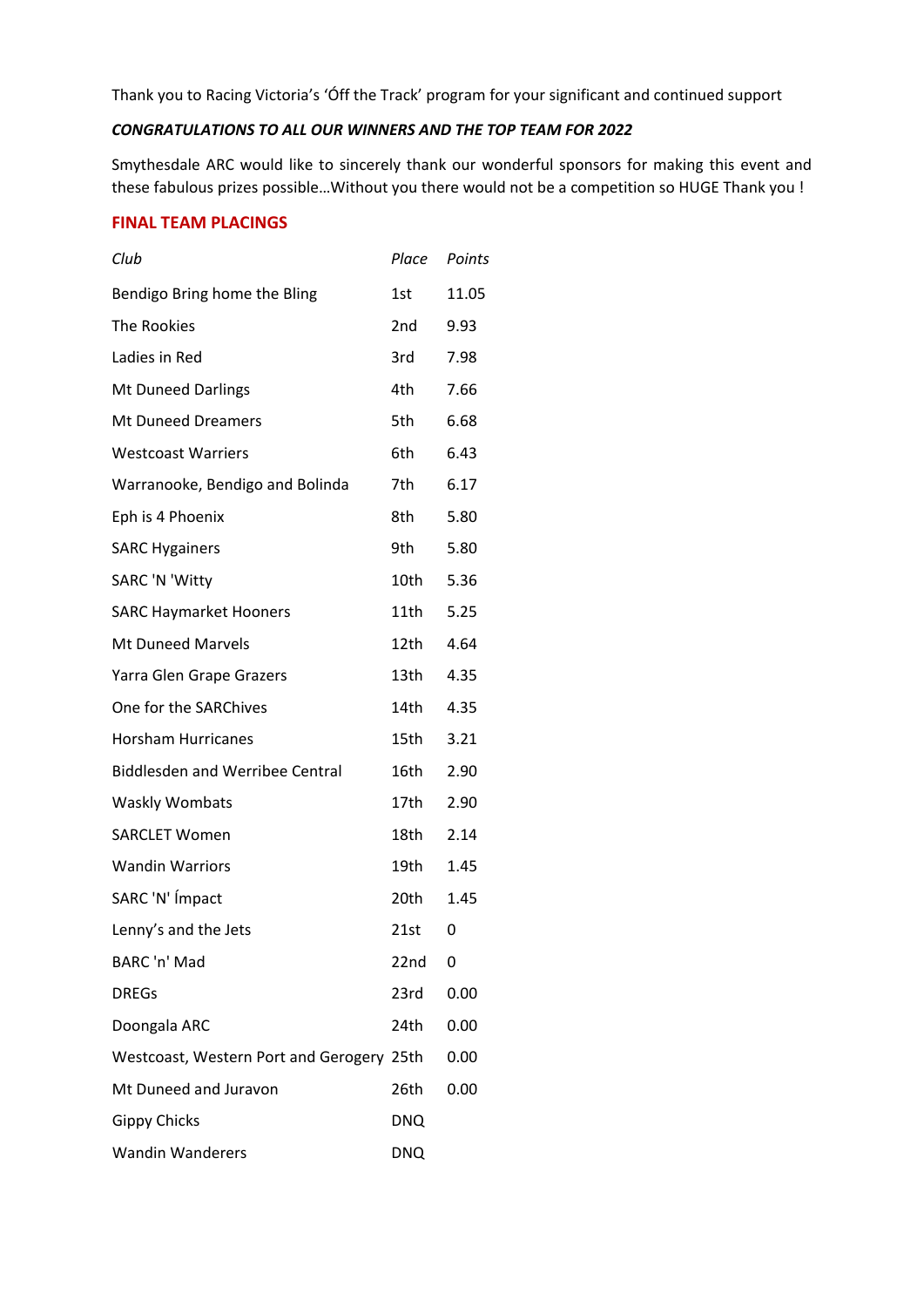Thank you to Racing Victoria's 'Óff the Track' program for your significant and continued support

***CONGRATULATIONS TO ALL OUR WINNERS AND THE TOP TEAM FOR 2022***

Smythesdale ARC would like to sincerely thank our wonderful sponsors for making this event and these fabulous prizes possible…Without you there would not be a competition so HUGE Thank you !

## FINAL TEAM PLACINGS

| *Club* | *Place* | *Points* |
|---|---|---|
| Bendigo Bring home the Bling | 1st | 11.05 |
| The Rookies | 2nd | 9.93 |
| Ladies in Red | 3rd | 7.98 |
| Mt Duneed Darlings | 4th | 7.66 |
| Mt Duneed Dreamers | 5th | 6.68 |
| Westcoast Warriers | 6th | 6.43 |
| Warranooke, Bendigo and Bolinda | 7th | 6.17 |
| Eph is 4 Phoenix | 8th | 5.80 |
| SARC Hygainers | 9th | 5.80 |
| SARC 'N 'Witty | 10th | 5.36 |
| SARC Haymarket Hooners | 11th | 5.25 |
| Mt Duneed Marvels | 12th | 4.64 |
| Yarra Glen Grape Grazers | 13th | 4.35 |
| One for the SARChives | 14th | 4.35 |
| Horsham Hurricanes | 15th | 3.21 |
| Biddlesden and Werribee Central | 16th | 2.90 |
| Waskly Wombats | 17th | 2.90 |
| SARCLET Women | 18th | 2.14 |
| Wandin Warriors | 19th | 1.45 |
| SARC 'N' Ímpact | 20th | 1.45 |
| Lenny's and the Jets | 21st | 0 |
| BARC 'n' Mad | 22nd | 0 |
| DREGs | 23rd | 0.00 |
| Doongala ARC | 24th | 0.00 |
| Westcoast, Western Port and Gerogery | 25th | 0.00 |
| Mt Duneed and Juravon | 26th | 0.00 |
| Gippy Chicks | DNQ | |
| Wandin Wanderers | DNQ | |